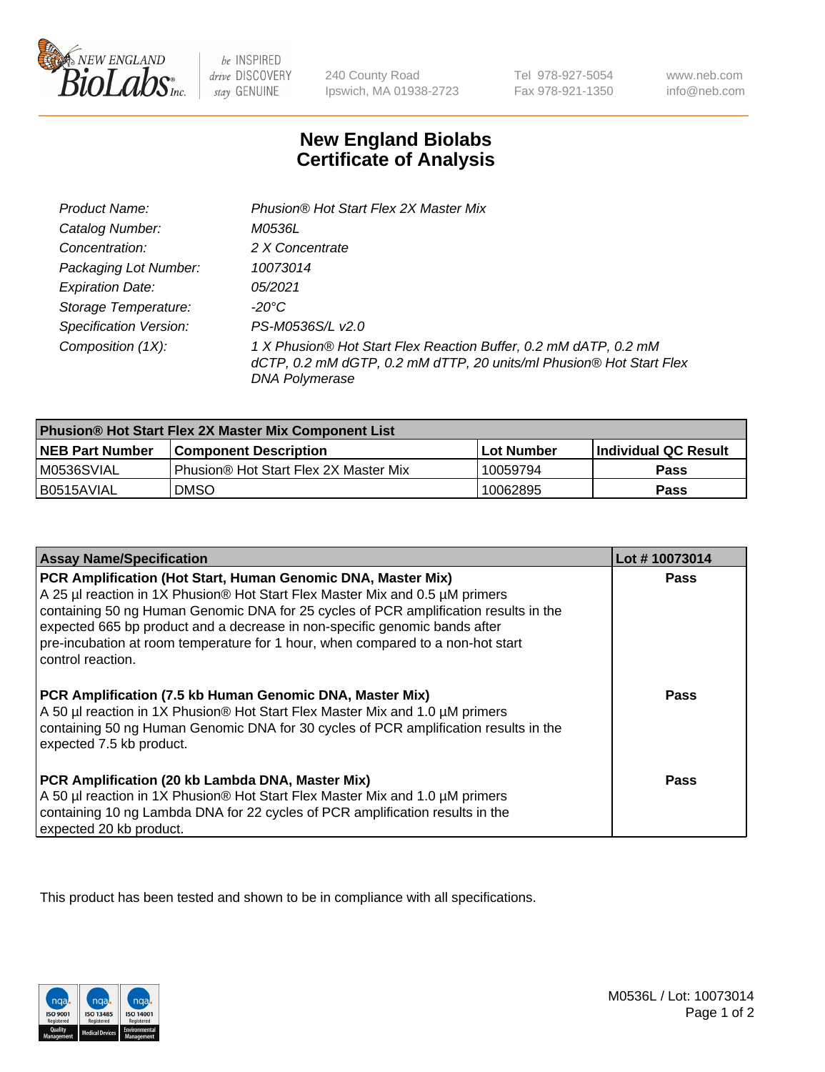240 County Road
Ipswich, MA 01938-2723

Tel 978-927-5054
Fax 978-921-1350

www.neb.com
info@neb.com

# New England Biolabs
# Certificate of Analysis

| | |
|---|---|
| *Product Name:* | *Phusion® Hot Start Flex 2X Master Mix* |
| *Catalog Number:* | *M0536L* |
| *Concentration:* | *2 X Concentrate* |
| *Packaging Lot Number:* | *10073014* |
| *Expiration Date:* | *05/2021* |
| *Storage Temperature:* | *-20°C* |
| *Specification Version:* | *PS-M0536S/L v2.0* |
| *Composition (1X):* | *1 X Phusion® Hot Start Flex Reaction Buffer, 0.2 mM dATP, 0.2 mM dCTP, 0.2 mM dGTP, 0.2 mM dTTP, 20 units/ml Phusion® Hot Start Flex DNA Polymerase* |

| **Phusion® Hot Start Flex 2X Master Mix Component List** | | | |
|---|---|---|---|
| **NEB Part Number** | **Component Description** | **Lot Number** | **Individual QC Result** |
| M0536SVIAL | Phusion® Hot Start Flex 2X Master Mix | 10059794 | **Pass** |
| B0515AVIAL | DMSO | 10062895 | **Pass** |

| **Assay Name/Specification** | **Lot # 10073014** |
|---|---|
| **PCR Amplification (Hot Start, Human Genomic DNA, Master Mix)** A 25 µl reaction in 1X Phusion® Hot Start Flex Master Mix and 0.5 µM primers containing 50 ng Human Genomic DNA for 25 cycles of PCR amplification results in the expected 665 bp product and a decrease in non-specific genomic bands after pre-incubation at room temperature for 1 hour, when compared to a non-hot start control reaction. | **Pass** |
| **PCR Amplification (7.5 kb Human Genomic DNA, Master Mix)** A 50 µl reaction in 1X Phusion® Hot Start Flex Master Mix and 1.0 µM primers containing 50 ng Human Genomic DNA for 30 cycles of PCR amplification results in the expected 7.5 kb product. | **Pass** |
| **PCR Amplification (20 kb Lambda DNA, Master Mix)** A 50 µl reaction in 1X Phusion® Hot Start Flex Master Mix and 1.0 µM primers containing 10 ng Lambda DNA for 22 cycles of PCR amplification results in the expected 20 kb product. | **Pass** |

This product has been tested and shown to be in compliance with all specifications.

M0536L / Lot: 10073014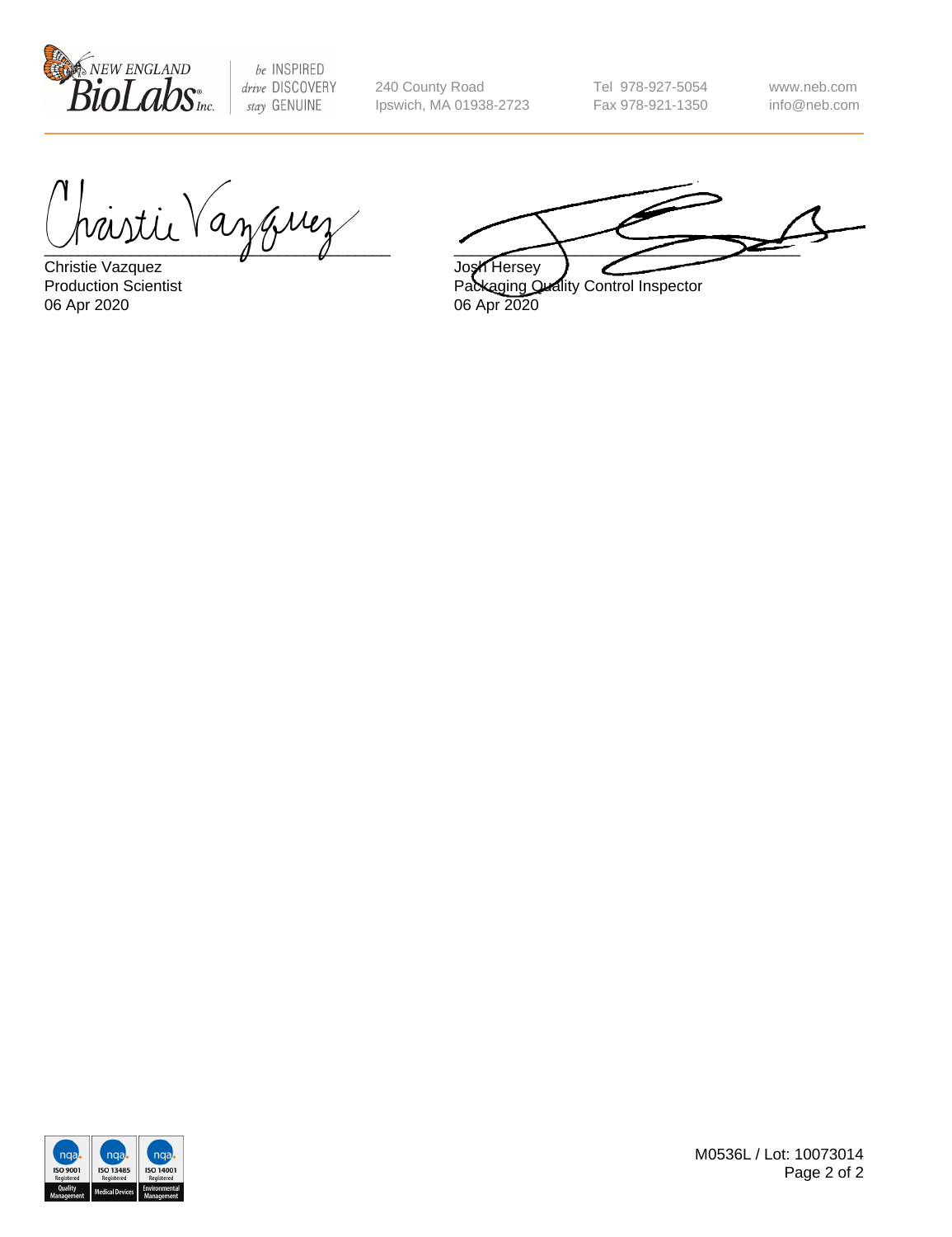Christie Vazquez
Production Scientist
06 Apr 2020

Josh Hersey
Packaging Quality Control Inspector
06 Apr 2020

M0536L / Lot: 10073014